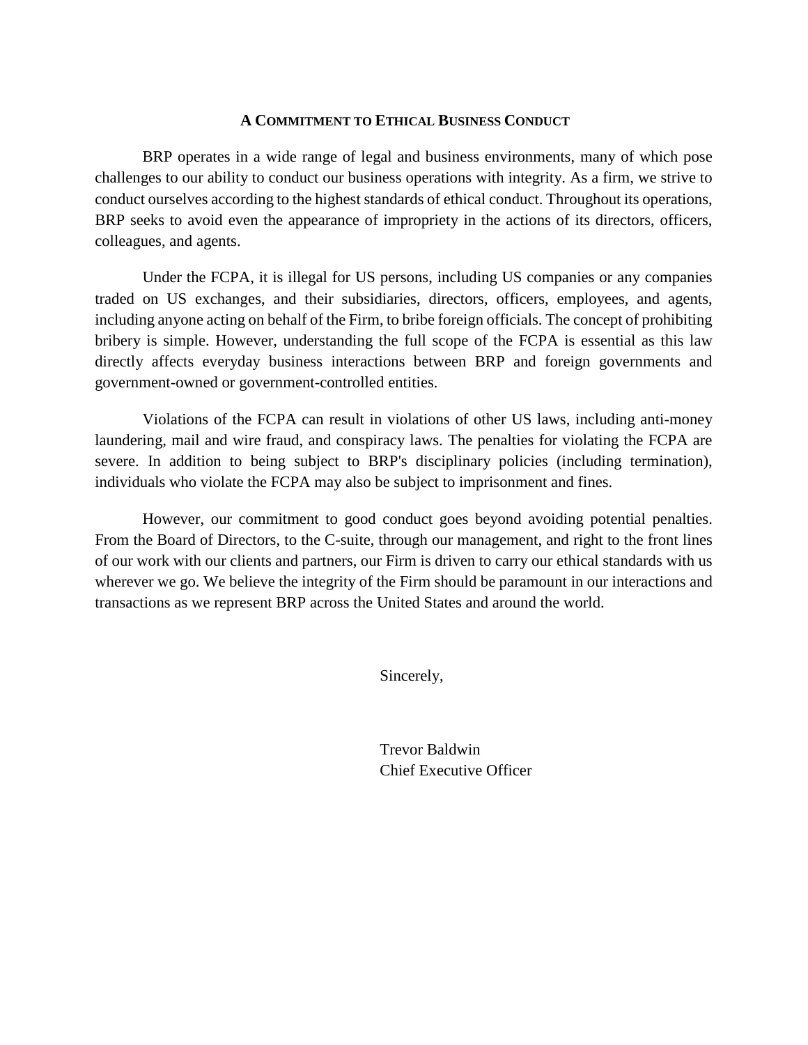## A Commitment to Ethical Business Conduct

BRP operates in a wide range of legal and business environments, many of which pose challenges to our ability to conduct our business operations with integrity. As a firm, we strive to conduct ourselves according to the highest standards of ethical conduct. Throughout its operations, BRP seeks to avoid even the appearance of impropriety in the actions of its directors, officers, colleagues, and agents.

Under the FCPA, it is illegal for US persons, including US companies or any companies traded on US exchanges, and their subsidiaries, directors, officers, employees, and agents, including anyone acting on behalf of the Firm, to bribe foreign officials. The concept of prohibiting bribery is simple. However, understanding the full scope of the FCPA is essential as this law directly affects everyday business interactions between BRP and foreign governments and government-owned or government-controlled entities.

Violations of the FCPA can result in violations of other US laws, including anti-money laundering, mail and wire fraud, and conspiracy laws. The penalties for violating the FCPA are severe. In addition to being subject to BRP's disciplinary policies (including termination), individuals who violate the FCPA may also be subject to imprisonment and fines.

However, our commitment to good conduct goes beyond avoiding potential penalties. From the Board of Directors, to the C-suite, through our management, and right to the front lines of our work with our clients and partners, our Firm is driven to carry our ethical standards with us wherever we go. We believe the integrity of the Firm should be paramount in our interactions and transactions as we represent BRP across the United States and around the world.

Sincerely,

Trevor Baldwin
Chief Executive Officer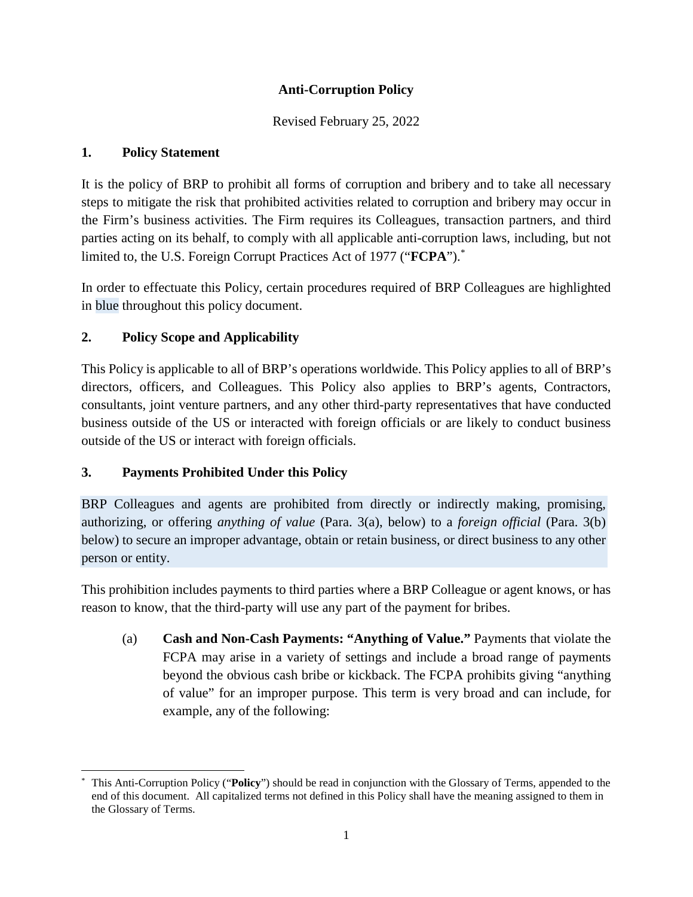**Anti-Corruption Policy**

Revised February 25, 2022

## 1. Policy Statement

It is the policy of BRP to prohibit all forms of corruption and bribery and to take all necessary steps to mitigate the risk that prohibited activities related to corruption and bribery may occur in the Firm's business activities. The Firm requires its Colleagues, transaction partners, and third parties acting on its behalf, to comply with all applicable anti-corruption laws, including, but not limited to, the U.S. Foreign Corrupt Practices Act of 1977 ("**FCPA**").[*]

In order to effectuate this Policy, certain procedures required of BRP Colleagues are highlighted in blue throughout this policy document.

## 2. Policy Scope and Applicability

This Policy is applicable to all of BRP's operations worldwide. This Policy applies to all of BRP's directors, officers, and Colleagues. This Policy also applies to BRP's agents, Contractors, consultants, joint venture partners, and any other third-party representatives that have conducted business outside of the US or interacted with foreign officials or are likely to conduct business outside of the US or interact with foreign officials.

## 3. Payments Prohibited Under this Policy

BRP Colleagues and agents are prohibited from directly or indirectly making, promising, authorizing, or offering *anything of value* (Para. 3(a), below) to a *foreign official* (Para. 3(b) below) to secure an improper advantage, obtain or retain business, or direct business to any other person or entity.

This prohibition includes payments to third parties where a BRP Colleague or agent knows, or has reason to know, that the third-party will use any part of the payment for bribes.

(a) **Cash and Non-Cash Payments: "Anything of Value."** Payments that violate the FCPA may arise in a variety of settings and include a broad range of payments beyond the obvious cash bribe or kickback. The FCPA prohibits giving "anything of value" for an improper purpose. This term is very broad and can include, for example, any of the following:

---

[*] This Anti-Corruption Policy ("**Policy**") should be read in conjunction with the Glossary of Terms, appended to the end of this document. All capitalized terms not defined in this Policy shall have the meaning assigned to them in the Glossary of Terms.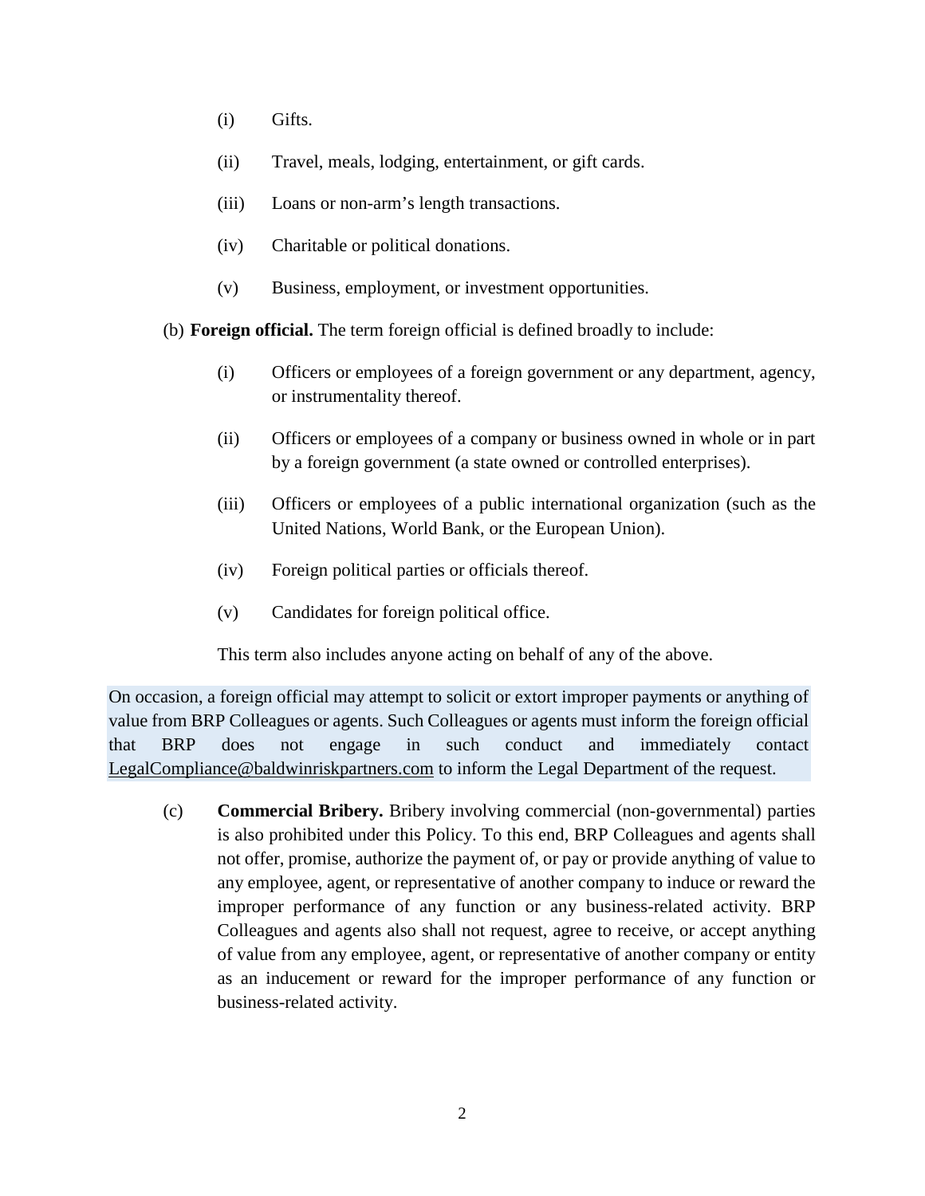(i) Gifts.

(ii) Travel, meals, lodging, entertainment, or gift cards.

(iii) Loans or non-arm's length transactions.

(iv) Charitable or political donations.

(v) Business, employment, or investment opportunities.

(b) **Foreign official.** The term foreign official is defined broadly to include:

(i) Officers or employees of a foreign government or any department, agency, or instrumentality thereof.

(ii) Officers or employees of a company or business owned in whole or in part by a foreign government (a state owned or controlled enterprises).

(iii) Officers or employees of a public international organization (such as the United Nations, World Bank, or the European Union).

(iv) Foreign political parties or officials thereof.

(v) Candidates for foreign political office.

This term also includes anyone acting on behalf of any of the above.

On occasion, a foreign official may attempt to solicit or extort improper payments or anything of value from BRP Colleagues or agents. Such Colleagues or agents must inform the foreign official that BRP does not engage in such conduct and immediately contact LegalCompliance@baldwinriskpartners.com to inform the Legal Department of the request.

(c) **Commercial Bribery.** Bribery involving commercial (non-governmental) parties is also prohibited under this Policy. To this end, BRP Colleagues and agents shall not offer, promise, authorize the payment of, or pay or provide anything of value to any employee, agent, or representative of another company to induce or reward the improper performance of any function or any business-related activity. BRP Colleagues and agents also shall not request, agree to receive, or accept anything of value from any employee, agent, or representative of another company or entity as an inducement or reward for the improper performance of any function or business-related activity.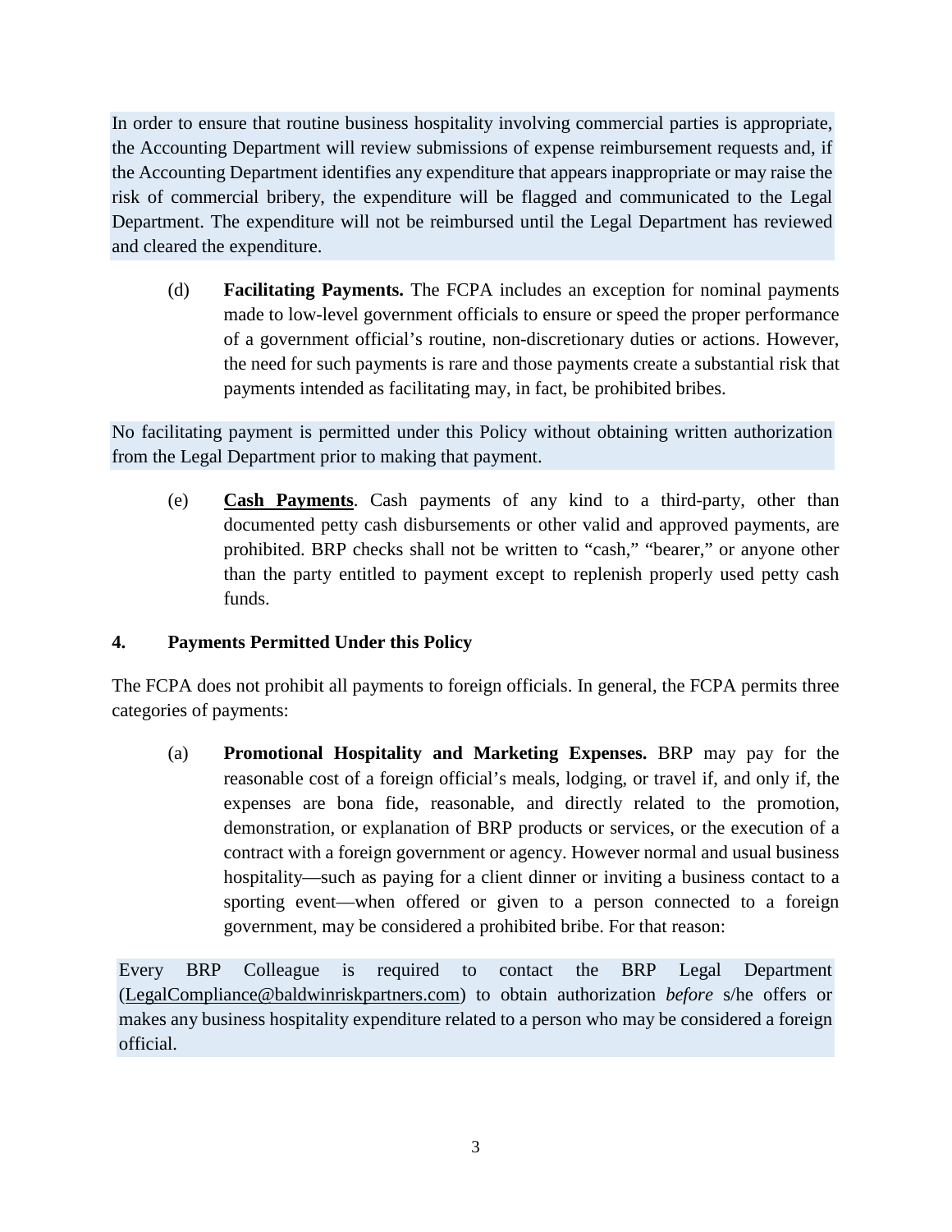In order to ensure that routine business hospitality involving commercial parties is appropriate, the Accounting Department will review submissions of expense reimbursement requests and, if the Accounting Department identifies any expenditure that appears inappropriate or may raise the risk of commercial bribery, the expenditure will be flagged and communicated to the Legal Department. The expenditure will not be reimbursed until the Legal Department has reviewed and cleared the expenditure.

(d) **Facilitating Payments.** The FCPA includes an exception for nominal payments made to low-level government officials to ensure or speed the proper performance of a government official's routine, non-discretionary duties or actions. However, the need for such payments is rare and those payments create a substantial risk that payments intended as facilitating may, in fact, be prohibited bribes.

No facilitating payment is permitted under this Policy without obtaining written authorization from the Legal Department prior to making that payment.

(e) **Cash Payments**. Cash payments of any kind to a third-party, other than documented petty cash disbursements or other valid and approved payments, are prohibited. BRP checks shall not be written to "cash," "bearer," or anyone other than the party entitled to payment except to replenish properly used petty cash funds.

## 4. Payments Permitted Under this Policy

The FCPA does not prohibit all payments to foreign officials. In general, the FCPA permits three categories of payments:

(a) **Promotional Hospitality and Marketing Expenses.** BRP may pay for the reasonable cost of a foreign official's meals, lodging, or travel if, and only if, the expenses are bona fide, reasonable, and directly related to the promotion, demonstration, or explanation of BRP products or services, or the execution of a contract with a foreign government or agency. However normal and usual business hospitality—such as paying for a client dinner or inviting a business contact to a sporting event—when offered or given to a person connected to a foreign government, may be considered a prohibited bribe. For that reason:

Every BRP Colleague is required to contact the BRP Legal Department (LegalCompliance@baldwinriskpartners.com) to obtain authorization *before* s/he offers or makes any business hospitality expenditure related to a person who may be considered a foreign official.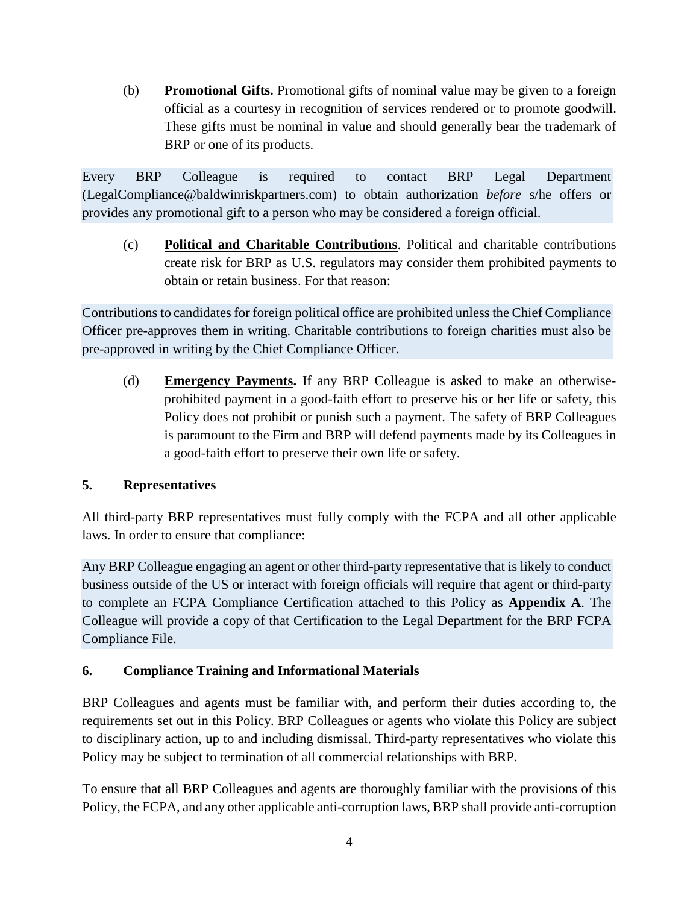(b) **Promotional Gifts.** Promotional gifts of nominal value may be given to a foreign official as a courtesy in recognition of services rendered or to promote goodwill. These gifts must be nominal in value and should generally bear the trademark of BRP or one of its products.

Every BRP Colleague is required to contact BRP Legal Department (LegalCompliance@baldwinriskpartners.com) to obtain authorization *before* s/he offers or provides any promotional gift to a person who may be considered a foreign official.

(c) **Political and Charitable Contributions**. Political and charitable contributions create risk for BRP as U.S. regulators may consider them prohibited payments to obtain or retain business. For that reason:

Contributions to candidates for foreign political office are prohibited unless the Chief Compliance Officer pre-approves them in writing. Charitable contributions to foreign charities must also be pre-approved in writing by the Chief Compliance Officer.

(d) **Emergency Payments.** If any BRP Colleague is asked to make an otherwise-prohibited payment in a good-faith effort to preserve his or her life or safety, this Policy does not prohibit or punish such a payment. The safety of BRP Colleagues is paramount to the Firm and BRP will defend payments made by its Colleagues in a good-faith effort to preserve their own life or safety.

## 5. Representatives

All third-party BRP representatives must fully comply with the FCPA and all other applicable laws. In order to ensure that compliance:

Any BRP Colleague engaging an agent or other third-party representative that is likely to conduct business outside of the US or interact with foreign officials will require that agent or third-party to complete an FCPA Compliance Certification attached to this Policy as **Appendix A**. The Colleague will provide a copy of that Certification to the Legal Department for the BRP FCPA Compliance File.

## 6. Compliance Training and Informational Materials

BRP Colleagues and agents must be familiar with, and perform their duties according to, the requirements set out in this Policy. BRP Colleagues or agents who violate this Policy are subject to disciplinary action, up to and including dismissal. Third-party representatives who violate this Policy may be subject to termination of all commercial relationships with BRP.

To ensure that all BRP Colleagues and agents are thoroughly familiar with the provisions of this Policy, the FCPA, and any other applicable anti-corruption laws, BRP shall provide anti-corruption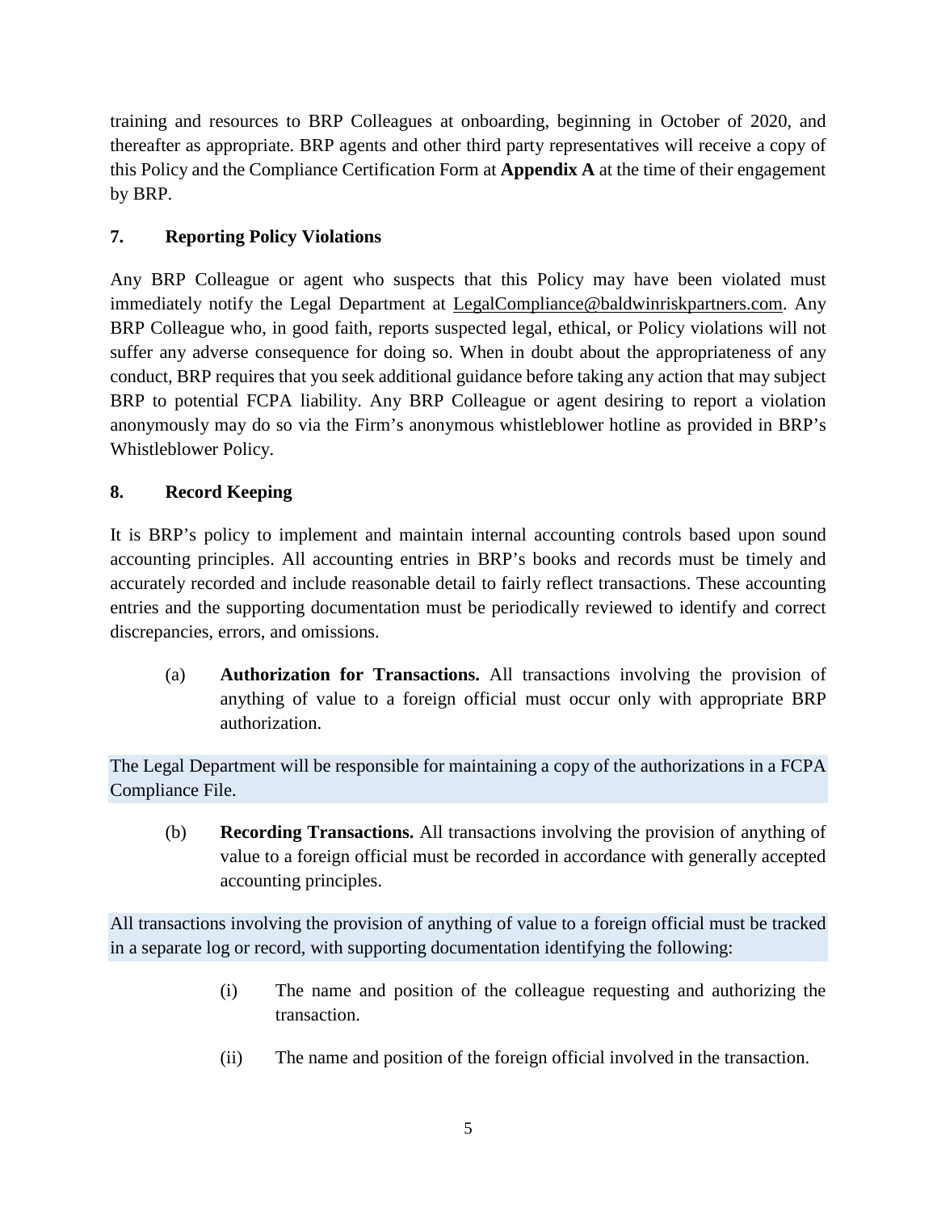training and resources to BRP Colleagues at onboarding, beginning in October of 2020, and thereafter as appropriate. BRP agents and other third party representatives will receive a copy of this Policy and the Compliance Certification Form at **Appendix A** at the time of their engagement by BRP.

## 7. Reporting Policy Violations

Any BRP Colleague or agent who suspects that this Policy may have been violated must immediately notify the Legal Department at LegalCompliance@baldwinriskpartners.com. Any BRP Colleague who, in good faith, reports suspected legal, ethical, or Policy violations will not suffer any adverse consequence for doing so. When in doubt about the appropriateness of any conduct, BRP requires that you seek additional guidance before taking any action that may subject BRP to potential FCPA liability. Any BRP Colleague or agent desiring to report a violation anonymously may do so via the Firm's anonymous whistleblower hotline as provided in BRP's Whistleblower Policy.

## 8. Record Keeping

It is BRP's policy to implement and maintain internal accounting controls based upon sound accounting principles. All accounting entries in BRP's books and records must be timely and accurately recorded and include reasonable detail to fairly reflect transactions. These accounting entries and the supporting documentation must be periodically reviewed to identify and correct discrepancies, errors, and omissions.

(a) **Authorization for Transactions.** All transactions involving the provision of anything of value to a foreign official must occur only with appropriate BRP authorization.

The Legal Department will be responsible for maintaining a copy of the authorizations in a FCPA Compliance File.

(b) **Recording Transactions.** All transactions involving the provision of anything of value to a foreign official must be recorded in accordance with generally accepted accounting principles.

All transactions involving the provision of anything of value to a foreign official must be tracked in a separate log or record, with supporting documentation identifying the following:

- (i) The name and position of the colleague requesting and authorizing the transaction.
- (ii) The name and position of the foreign official involved in the transaction.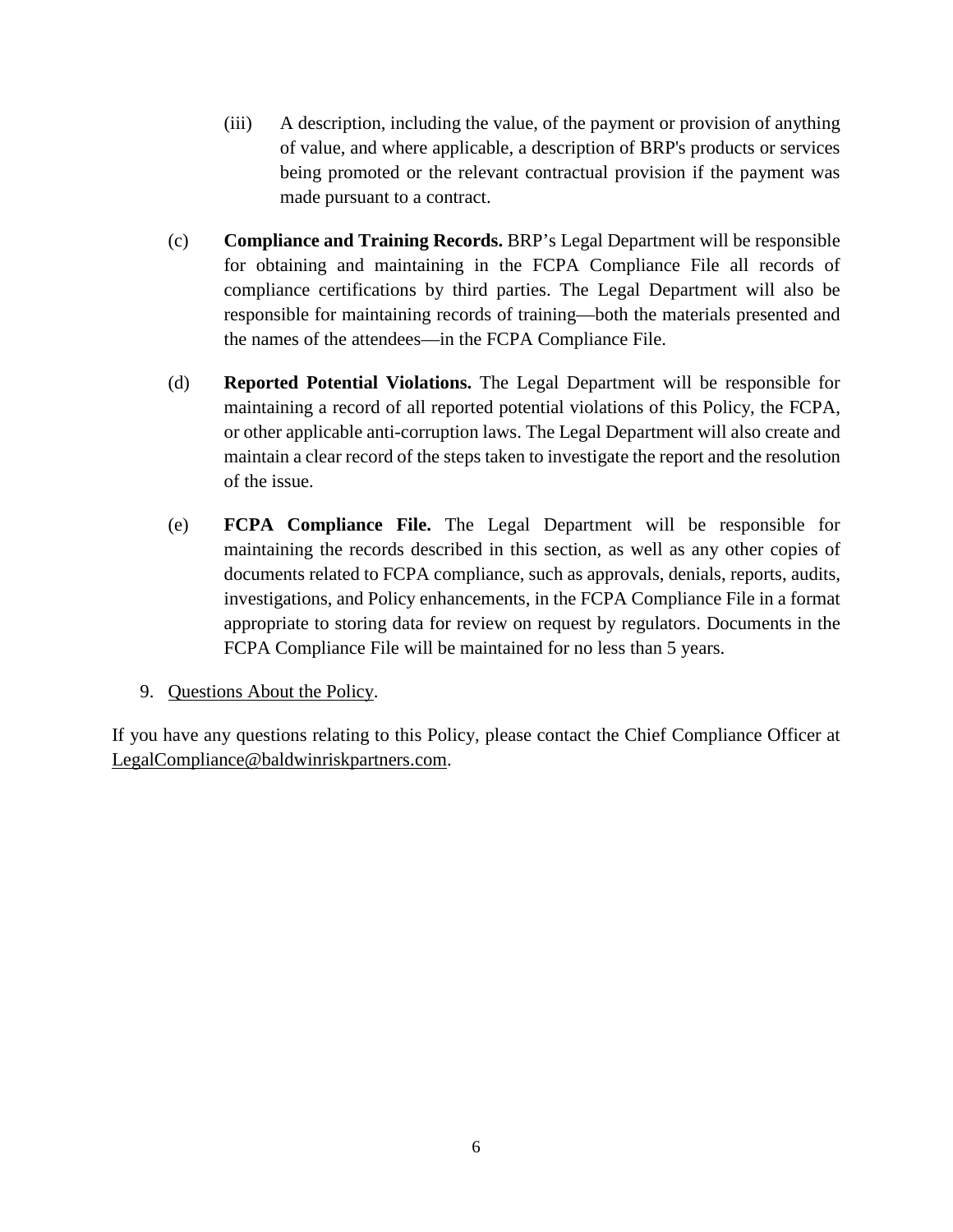(iii) A description, including the value, of the payment or provision of anything of value, and where applicable, a description of BRP's products or services being promoted or the relevant contractual provision if the payment was made pursuant to a contract.

(c) **Compliance and Training Records.** BRP's Legal Department will be responsible for obtaining and maintaining in the FCPA Compliance File all records of compliance certifications by third parties. The Legal Department will also be responsible for maintaining records of training—both the materials presented and the names of the attendees—in the FCPA Compliance File.

(d) **Reported Potential Violations.** The Legal Department will be responsible for maintaining a record of all reported potential violations of this Policy, the FCPA, or other applicable anti-corruption laws. The Legal Department will also create and maintain a clear record of the steps taken to investigate the report and the resolution of the issue.

(e) **FCPA Compliance File.** The Legal Department will be responsible for maintaining the records described in this section, as well as any other copies of documents related to FCPA compliance, such as approvals, denials, reports, audits, investigations, and Policy enhancements, in the FCPA Compliance File in a format appropriate to storing data for review on request by regulators. Documents in the FCPA Compliance File will be maintained for no less than 5 years.

9. Questions About the Policy.

If you have any questions relating to this Policy, please contact the Chief Compliance Officer at LegalCompliance@baldwinriskpartners.com.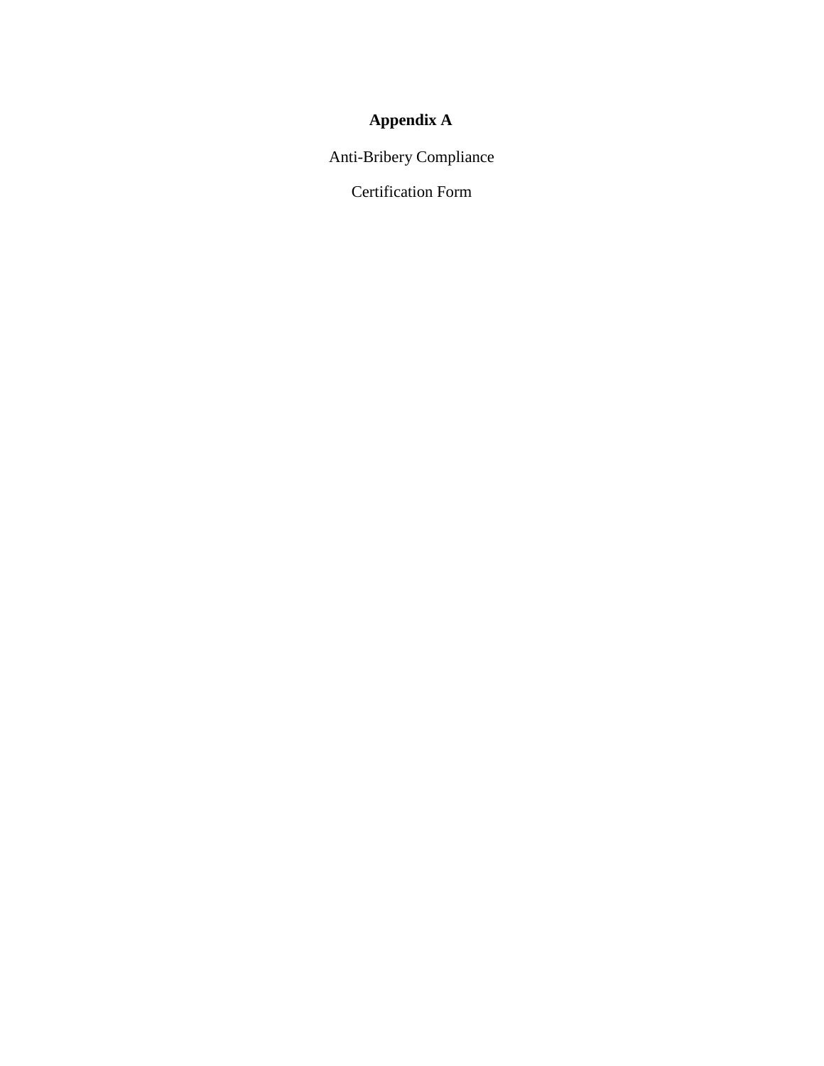# Appendix A

Anti-Bribery Compliance

Certification Form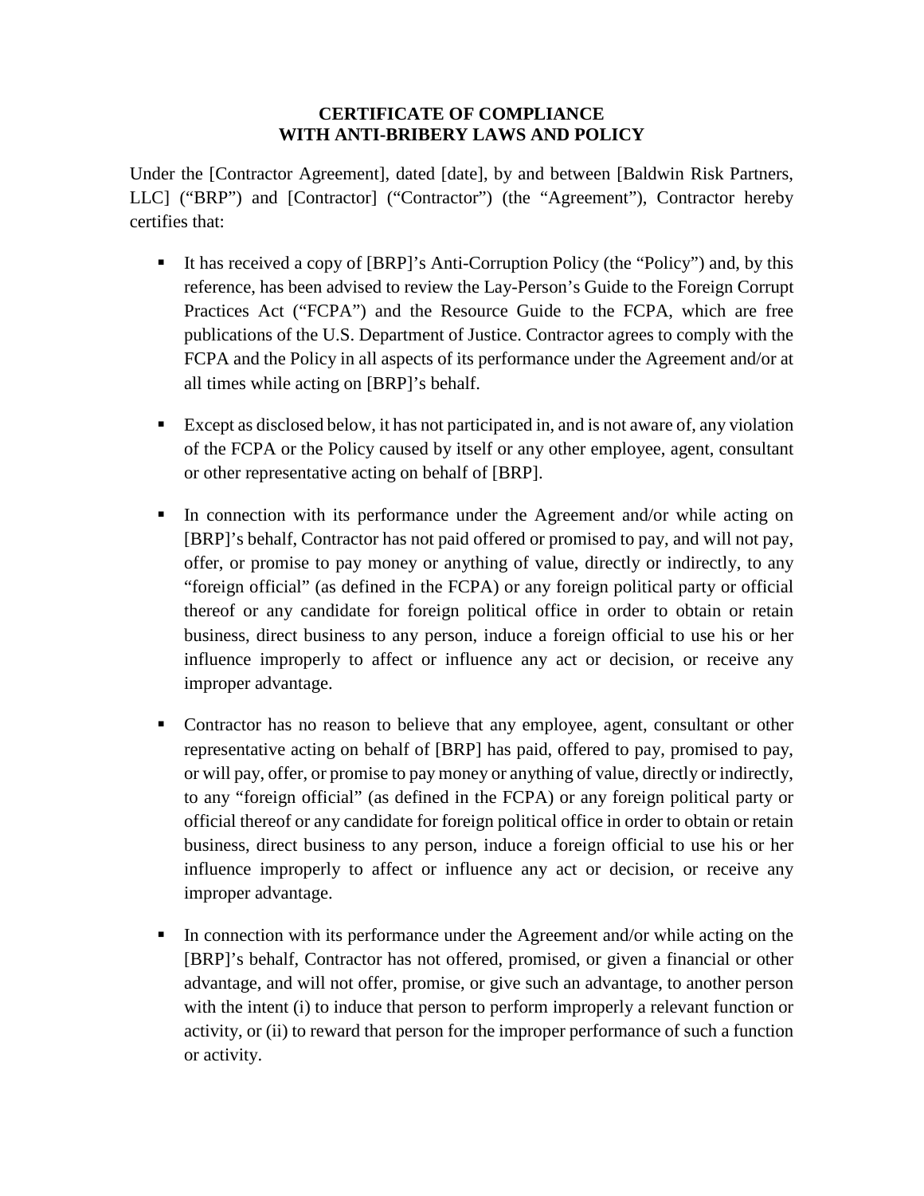**CERTIFICATE OF COMPLIANCE WITH ANTI-BRIBERY LAWS AND POLICY**

Under the [Contractor Agreement], dated [date], by and between [Baldwin Risk Partners, LLC] ("BRP") and [Contractor] ("Contractor") (the "Agreement"), Contractor hereby certifies that:

- It has received a copy of [BRP]'s Anti-Corruption Policy (the "Policy") and, by this reference, has been advised to review the Lay-Person's Guide to the Foreign Corrupt Practices Act ("FCPA") and the Resource Guide to the FCPA, which are free publications of the U.S. Department of Justice. Contractor agrees to comply with the FCPA and the Policy in all aspects of its performance under the Agreement and/or at all times while acting on [BRP]'s behalf.

- Except as disclosed below, it has not participated in, and is not aware of, any violation of the FCPA or the Policy caused by itself or any other employee, agent, consultant or other representative acting on behalf of [BRP].

- In connection with its performance under the Agreement and/or while acting on [BRP]'s behalf, Contractor has not paid offered or promised to pay, and will not pay, offer, or promise to pay money or anything of value, directly or indirectly, to any "foreign official" (as defined in the FCPA) or any foreign political party or official thereof or any candidate for foreign political office in order to obtain or retain business, direct business to any person, induce a foreign official to use his or her influence improperly to affect or influence any act or decision, or receive any improper advantage.

- Contractor has no reason to believe that any employee, agent, consultant or other representative acting on behalf of [BRP] has paid, offered to pay, promised to pay, or will pay, offer, or promise to pay money or anything of value, directly or indirectly, to any "foreign official" (as defined in the FCPA) or any foreign political party or official thereof or any candidate for foreign political office in order to obtain or retain business, direct business to any person, induce a foreign official to use his or her influence improperly to affect or influence any act or decision, or receive any improper advantage.

- In connection with its performance under the Agreement and/or while acting on the [BRP]'s behalf, Contractor has not offered, promised, or given a financial or other advantage, and will not offer, promise, or give such an advantage, to another person with the intent (i) to induce that person to perform improperly a relevant function or activity, or (ii) to reward that person for the improper performance of such a function or activity.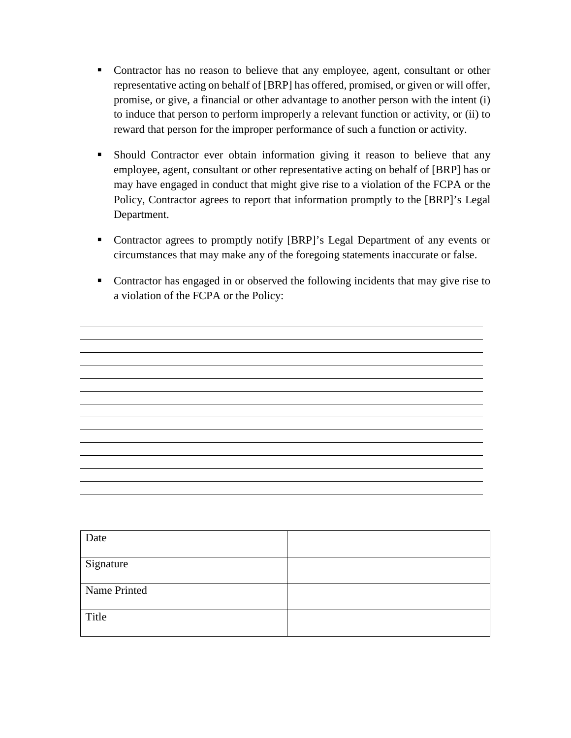- Contractor has no reason to believe that any employee, agent, consultant or other representative acting on behalf of [BRP] has offered, promised, or given or will offer, promise, or give, a financial or other advantage to another person with the intent (i) to induce that person to perform improperly a relevant function or activity, or (ii) to reward that person for the improper performance of such a function or activity.

- Should Contractor ever obtain information giving it reason to believe that any employee, agent, consultant or other representative acting on behalf of [BRP] has or may have engaged in conduct that might give rise to a violation of the FCPA or the Policy, Contractor agrees to report that information promptly to the [BRP]'s Legal Department.

- Contractor agrees to promptly notify [BRP]'s Legal Department of any events or circumstances that may make any of the foregoing statements inaccurate or false.

- Contractor has engaged in or observed the following incidents that may give rise to a violation of the FCPA or the Policy:

______________________________________________________________________________
______________________________________________________________________________
______________________________________________________________________________
______________________________________________________________________________
______________________________________________________________________________
______________________________________________________________________________
______________________________________________________________________________
______________________________________________________________________________
______________________________________________________________________________
______________________________________________________________________________
______________________________________________________________________________
______________________________________________________________________________
______________________________________________________________________________
______________________________________________________________________________

| Date | |
|---|---|
| Signature | |
| Name Printed | |
| Title | |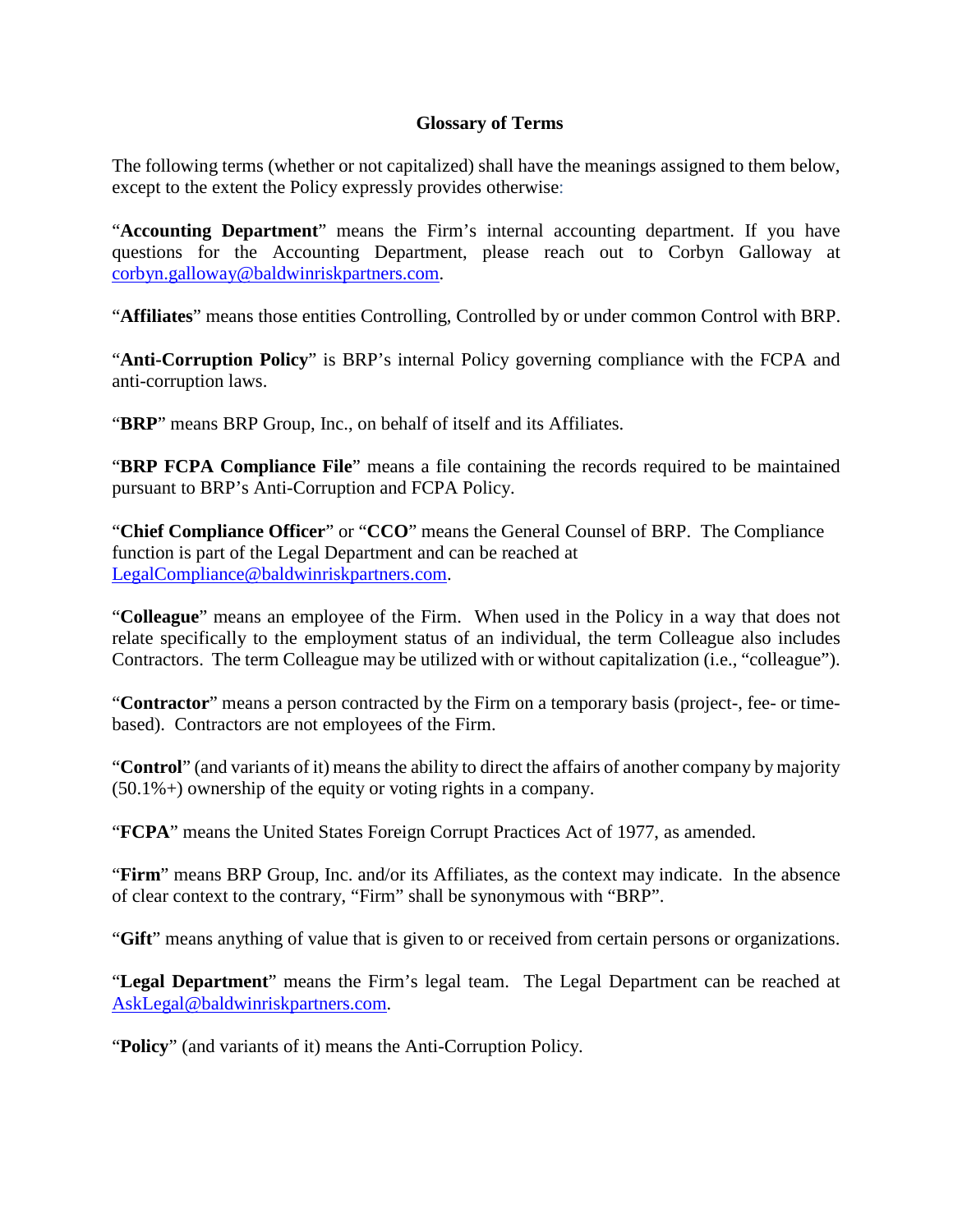## Glossary of Terms

The following terms (whether or not capitalized) shall have the meanings assigned to them below, except to the extent the Policy expressly provides otherwise:

"**Accounting Department**" means the Firm's internal accounting department. If you have questions for the Accounting Department, please reach out to Corbyn Galloway at corbyn.galloway@baldwinriskpartners.com.

"**Affiliates**" means those entities Controlling, Controlled by or under common Control with BRP.

"**Anti-Corruption Policy**" is BRP's internal Policy governing compliance with the FCPA and anti-corruption laws.

"**BRP**" means BRP Group, Inc., on behalf of itself and its Affiliates.

"**BRP FCPA Compliance File**" means a file containing the records required to be maintained pursuant to BRP's Anti-Corruption and FCPA Policy.

"**Chief Compliance Officer**" or "**CCO**" means the General Counsel of BRP. The Compliance function is part of the Legal Department and can be reached at LegalCompliance@baldwinriskpartners.com.

"**Colleague**" means an employee of the Firm. When used in the Policy in a way that does not relate specifically to the employment status of an individual, the term Colleague also includes Contractors. The term Colleague may be utilized with or without capitalization (i.e., "colleague").

"**Contractor**" means a person contracted by the Firm on a temporary basis (project-, fee- or time-based). Contractors are not employees of the Firm.

"**Control**" (and variants of it) means the ability to direct the affairs of another company by majority (50.1%+) ownership of the equity or voting rights in a company.

"**FCPA**" means the United States Foreign Corrupt Practices Act of 1977, as amended.

"**Firm**" means BRP Group, Inc. and/or its Affiliates, as the context may indicate. In the absence of clear context to the contrary, "Firm" shall be synonymous with "BRP".

"**Gift**" means anything of value that is given to or received from certain persons or organizations.

"**Legal Department**" means the Firm's legal team. The Legal Department can be reached at AskLegal@baldwinriskpartners.com.

"**Policy**" (and variants of it) means the Anti-Corruption Policy.